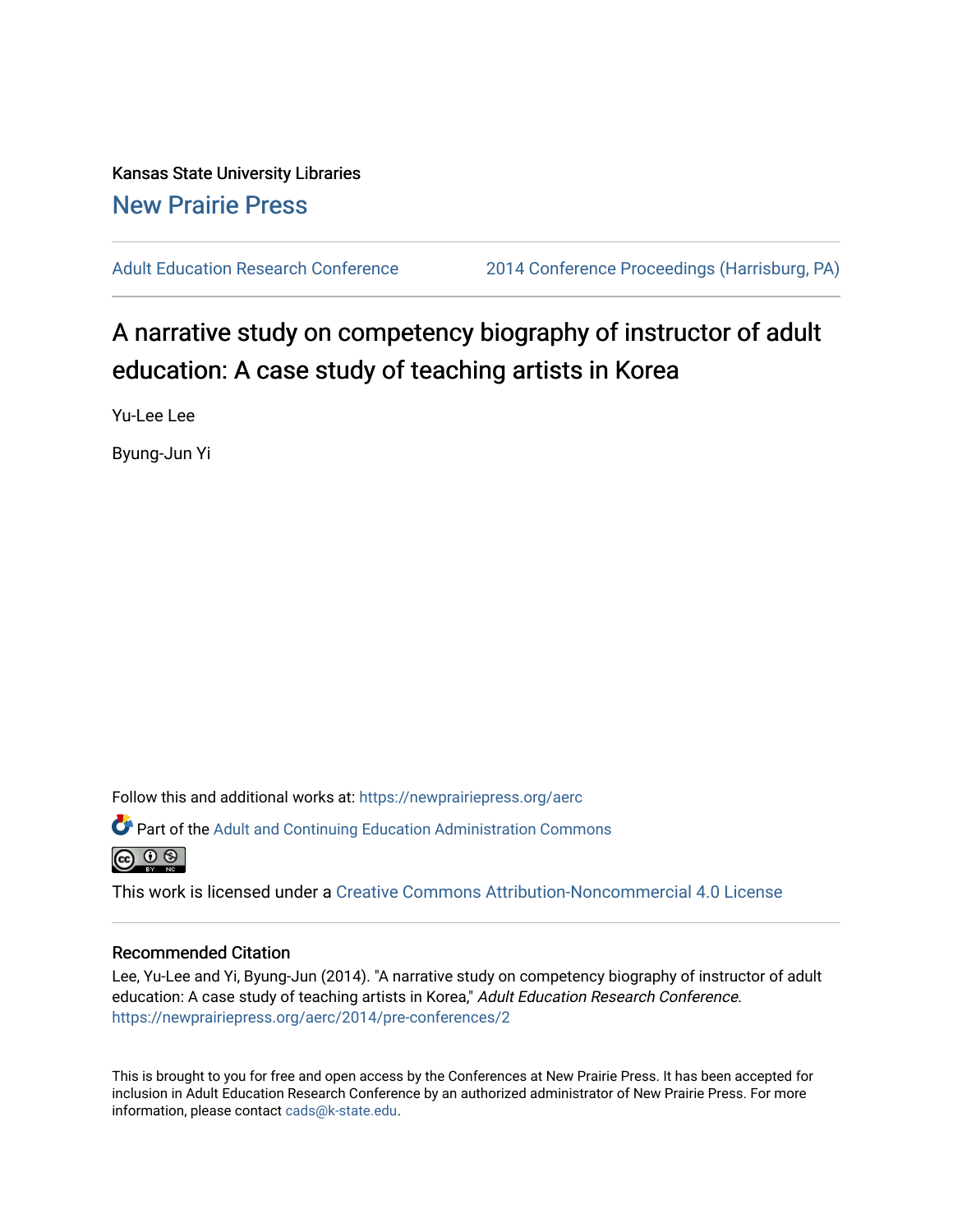Kansas State University Libraries

New Prairie Press

Adult Education Research Conference | 2014 Conference Proceedings (Harrisburg, PA)

# A narrative study on competency biography of instructor of adult education: A case study of teaching artists in Korea

Yu-Lee Lee

Byung-Jun Yi

Follow this and additional works at: https://newprairiepress.org/aerc

Part of the Adult and Continuing Education Administration Commons

This work is licensed under a Creative Commons Attribution-Noncommercial 4.0 License

## Recommended Citation

Lee, Yu-Lee and Yi, Byung-Jun (2014). "A narrative study on competency biography of instructor of adult education: A case study of teaching artists in Korea," *Adult Education Research Conference*. https://newprairiepress.org/aerc/2014/pre-conferences/2

This is brought to you for free and open access by the Conferences at New Prairie Press. It has been accepted for inclusion in Adult Education Research Conference by an authorized administrator of New Prairie Press. For more information, please contact cads@k-state.edu.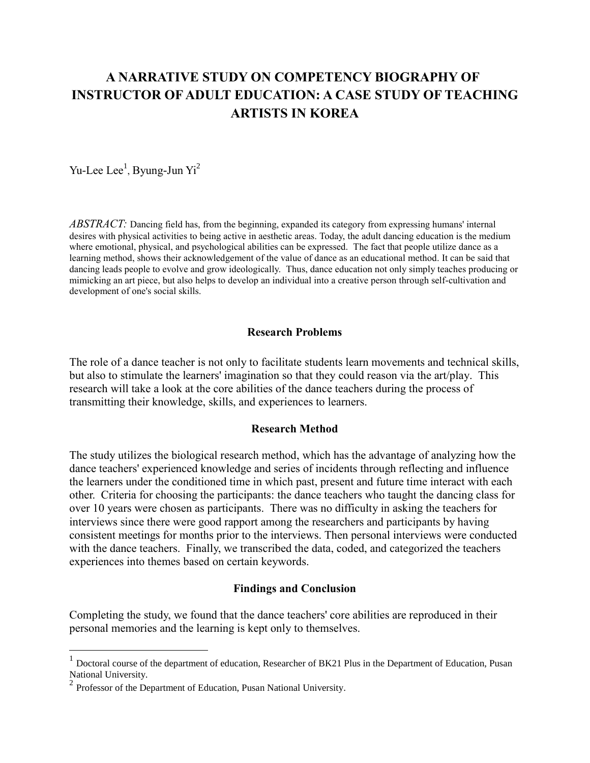# A NARRATIVE STUDY ON COMPETENCY BIOGRAPHY OF INSTRUCTOR OF ADULT EDUCATION: A CASE STUDY OF TEACHING ARTISTS IN KOREA

Yu-Lee Lee[1], Byung-Jun Yi[2]

*ABSTRACT:* Dancing field has, from the beginning, expanded its category from expressing humans' internal desires with physical activities to being active in aesthetic areas. Today, the adult dancing education is the medium where emotional, physical, and psychological abilities can be expressed. The fact that people utilize dance as a learning method, shows their acknowledgement of the value of dance as an educational method. It can be said that dancing leads people to evolve and grow ideologically. Thus, dance education not only simply teaches producing or mimicking an art piece, but also helps to develop an individual into a creative person through self-cultivation and development of one's social skills.

## Research Problems

The role of a dance teacher is not only to facilitate students learn movements and technical skills, but also to stimulate the learners' imagination so that they could reason via the art/play. This research will take a look at the core abilities of the dance teachers during the process of transmitting their knowledge, skills, and experiences to learners.

## Research Method

The study utilizes the biological research method, which has the advantage of analyzing how the dance teachers' experienced knowledge and series of incidents through reflecting and influence the learners under the conditioned time in which past, present and future time interact with each other. Criteria for choosing the participants: the dance teachers who taught the dancing class for over 10 years were chosen as participants. There was no difficulty in asking the teachers for interviews since there were good rapport among the researchers and participants by having consistent meetings for months prior to the interviews. Then personal interviews were conducted with the dance teachers. Finally, we transcribed the data, coded, and categorized the teachers experiences into themes based on certain keywords.

## Findings and Conclusion

Completing the study, we found that the dance teachers' core abilities are reproduced in their personal memories and the learning is kept only to themselves.

---

[1] Doctoral course of the department of education, Researcher of BK21 Plus in the Department of Education, Pusan National University.

[2] Professor of the Department of Education, Pusan National University.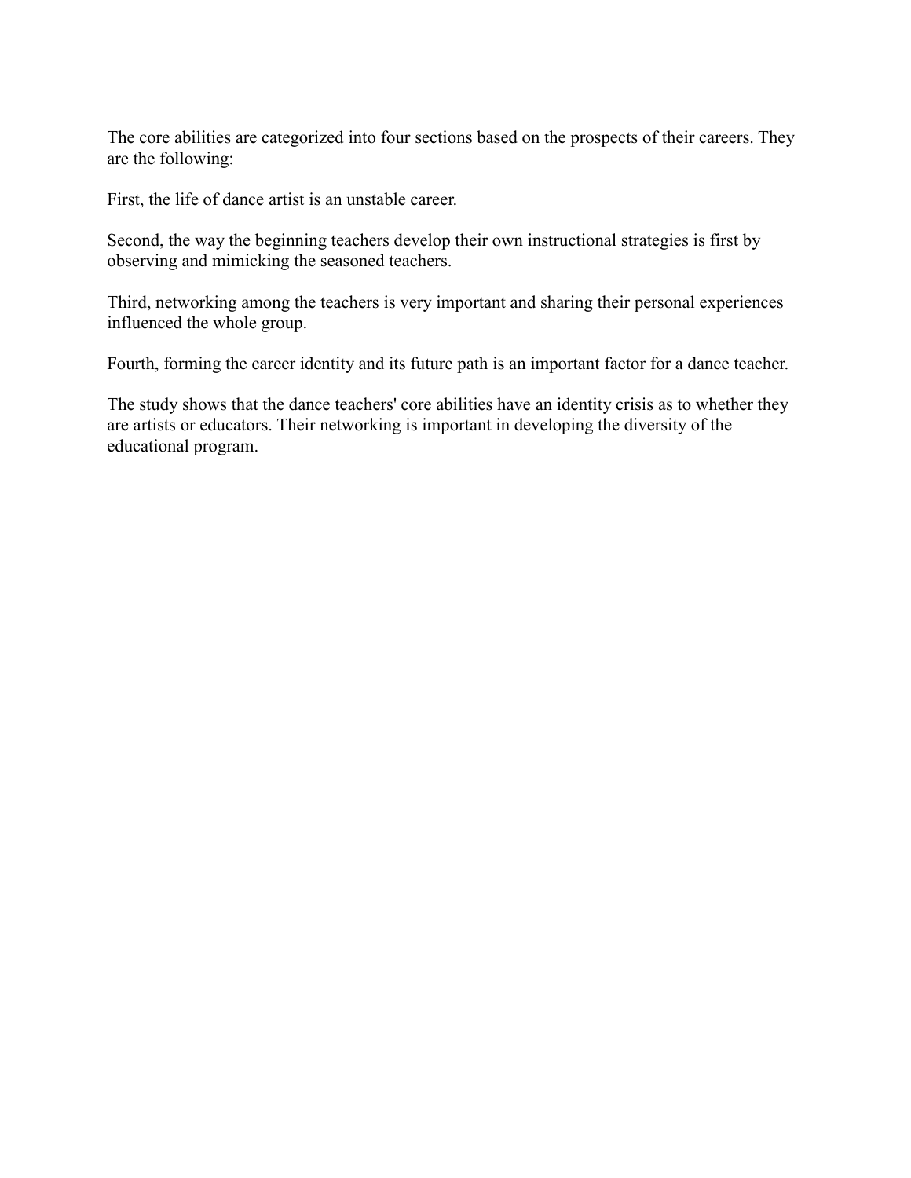The core abilities are categorized into four sections based on the prospects of their careers. They are the following:

First, the life of dance artist is an unstable career.

Second, the way the beginning teachers develop their own instructional strategies is first by observing and mimicking the seasoned teachers.

Third, networking among the teachers is very important and sharing their personal experiences influenced the whole group.

Fourth, forming the career identity and its future path is an important factor for a dance teacher.

The study shows that the dance teachers' core abilities have an identity crisis as to whether they are artists or educators. Their networking is important in developing the diversity of the educational program.